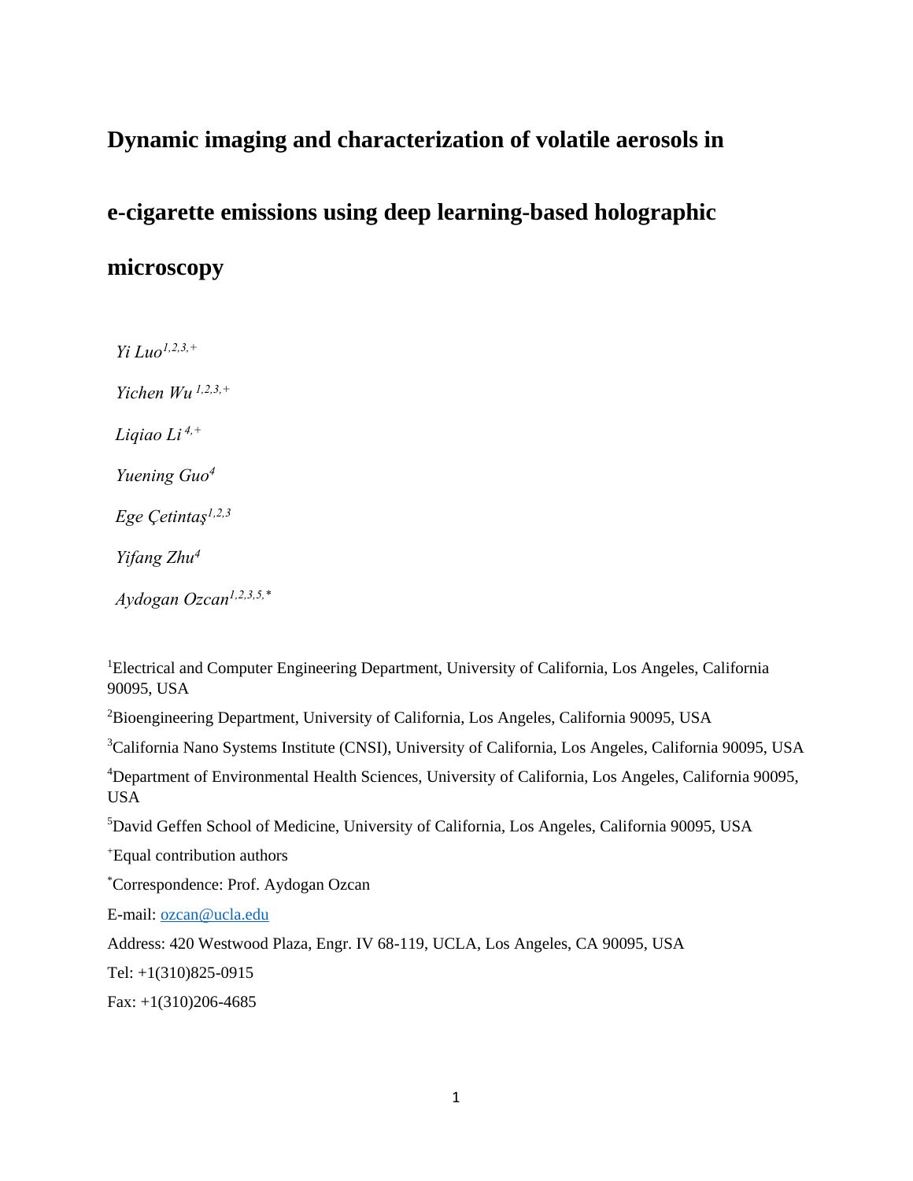# Dynamic imaging and characterization of volatile aerosols in e-cigarette emissions using deep learning-based holographic microscopy

*Yi Luo*[1,2,3,+]

*Yichen Wu* [1,2,3,+]

*Liqiao Li* [4,+]

*Yuening Guo*[4]

*Ege Çetintaş*[1,2,3]

*Yifang Zhu*[4]

*Aydogan Ozcan*[1,2,3,5,*]

[1]Electrical and Computer Engineering Department, University of California, Los Angeles, California 90095, USA

[2]Bioengineering Department, University of California, Los Angeles, California 90095, USA

[3]California Nano Systems Institute (CNSI), University of California, Los Angeles, California 90095, USA

[4]Department of Environmental Health Sciences, University of California, Los Angeles, California 90095, USA

[5]David Geffen School of Medicine, University of California, Los Angeles, California 90095, USA

[+]Equal contribution authors

[*]Correspondence: Prof. Aydogan Ozcan

E-mail: ozcan@ucla.edu

Address: 420 Westwood Plaza, Engr. IV 68-119, UCLA, Los Angeles, CA 90095, USA

Tel: +1(310)825-0915

Fax: +1(310)206-4685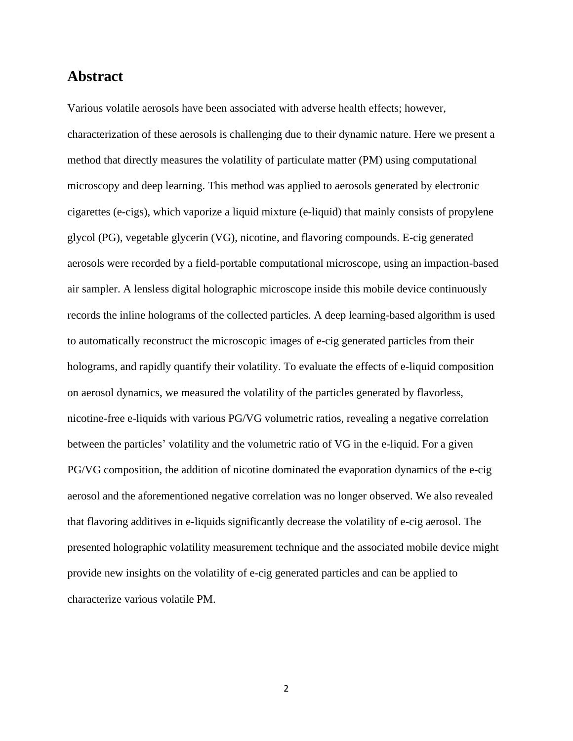## Abstract

Various volatile aerosols have been associated with adverse health effects; however, characterization of these aerosols is challenging due to their dynamic nature. Here we present a method that directly measures the volatility of particulate matter (PM) using computational microscopy and deep learning. This method was applied to aerosols generated by electronic cigarettes (e-cigs), which vaporize a liquid mixture (e-liquid) that mainly consists of propylene glycol (PG), vegetable glycerin (VG), nicotine, and flavoring compounds. E-cig generated aerosols were recorded by a field-portable computational microscope, using an impaction-based air sampler. A lensless digital holographic microscope inside this mobile device continuously records the inline holograms of the collected particles. A deep learning-based algorithm is used to automatically reconstruct the microscopic images of e-cig generated particles from their holograms, and rapidly quantify their volatility. To evaluate the effects of e-liquid composition on aerosol dynamics, we measured the volatility of the particles generated by flavorless, nicotine-free e-liquids with various PG/VG volumetric ratios, revealing a negative correlation between the particles' volatility and the volumetric ratio of VG in the e-liquid. For a given PG/VG composition, the addition of nicotine dominated the evaporation dynamics of the e-cig aerosol and the aforementioned negative correlation was no longer observed. We also revealed that flavoring additives in e-liquids significantly decrease the volatility of e-cig aerosol. The presented holographic volatility measurement technique and the associated mobile device might provide new insights on the volatility of e-cig generated particles and can be applied to characterize various volatile PM.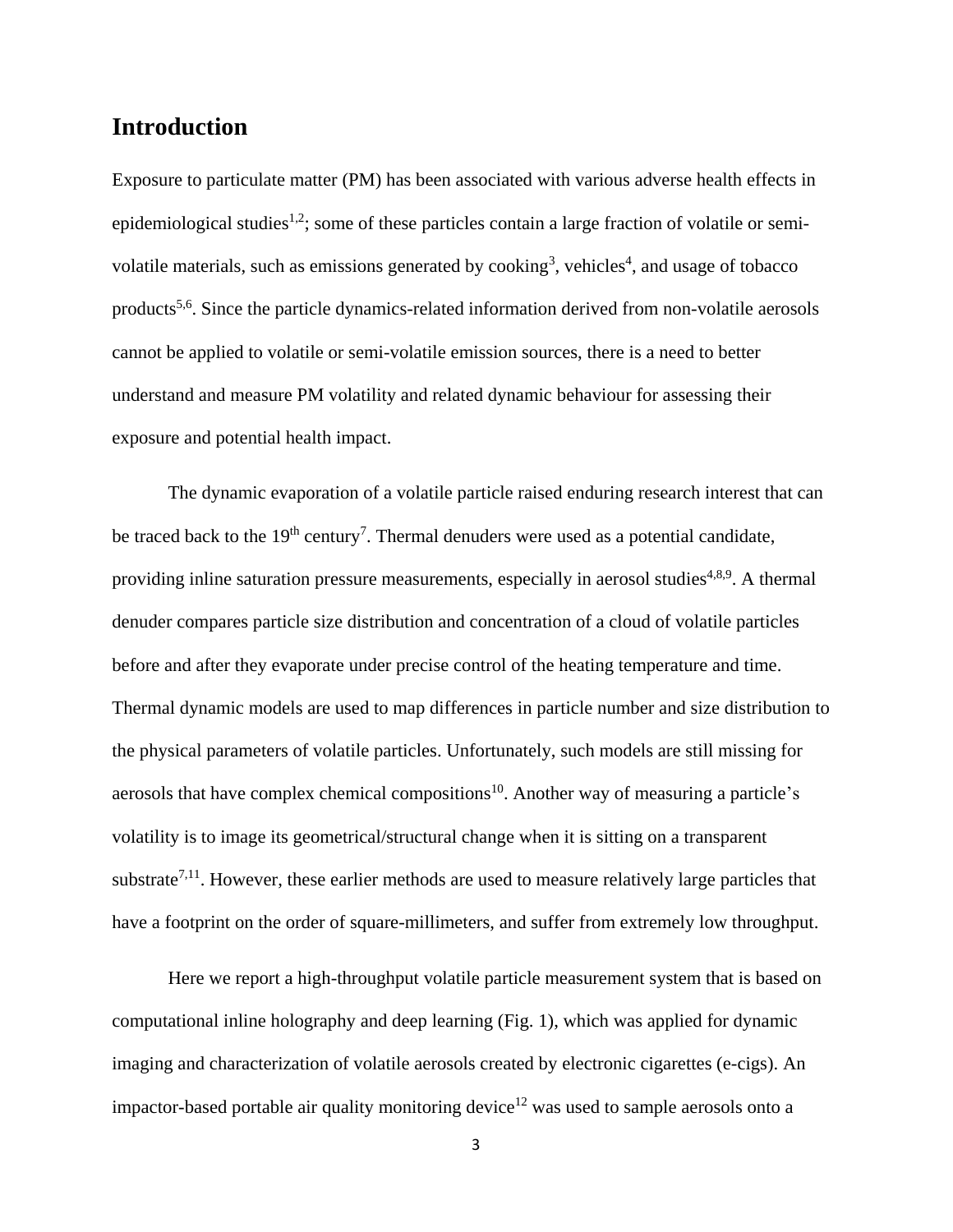## Introduction

Exposure to particulate matter (PM) has been associated with various adverse health effects in epidemiological studies[1,2]; some of these particles contain a large fraction of volatile or semi-volatile materials, such as emissions generated by cooking[3], vehicles[4], and usage of tobacco products[5,6]. Since the particle dynamics-related information derived from non-volatile aerosols cannot be applied to volatile or semi-volatile emission sources, there is a need to better understand and measure PM volatility and related dynamic behaviour for assessing their exposure and potential health impact.

The dynamic evaporation of a volatile particle raised enduring research interest that can be traced back to the 19th century[7]. Thermal denuders were used as a potential candidate, providing inline saturation pressure measurements, especially in aerosol studies[4,8,9]. A thermal denuder compares particle size distribution and concentration of a cloud of volatile particles before and after they evaporate under precise control of the heating temperature and time. Thermal dynamic models are used to map differences in particle number and size distribution to the physical parameters of volatile particles. Unfortunately, such models are still missing for aerosols that have complex chemical compositions[10]. Another way of measuring a particle's volatility is to image its geometrical/structural change when it is sitting on a transparent substrate[7,11]. However, these earlier methods are used to measure relatively large particles that have a footprint on the order of square-millimeters, and suffer from extremely low throughput.

Here we report a high-throughput volatile particle measurement system that is based on computational inline holography and deep learning (Fig. 1), which was applied for dynamic imaging and characterization of volatile aerosols created by electronic cigarettes (e-cigs). An impactor-based portable air quality monitoring device[12] was used to sample aerosols onto a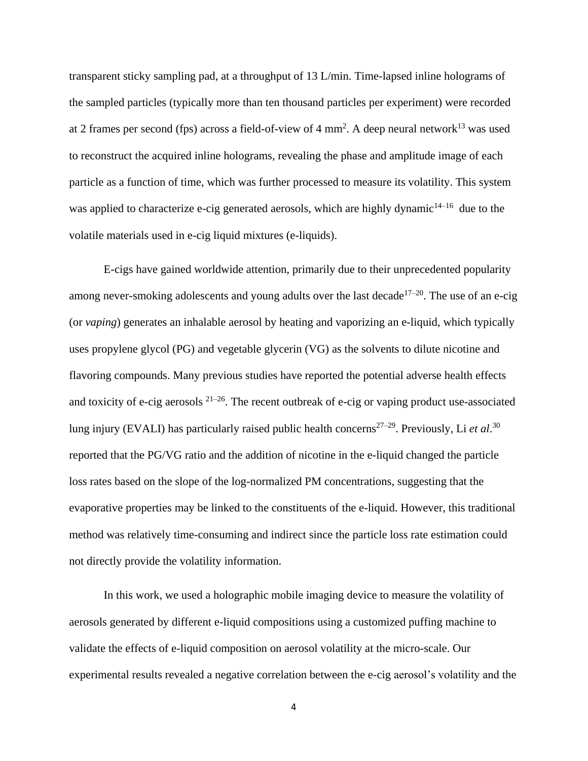transparent sticky sampling pad, at a throughput of 13 L/min. Time-lapsed inline holograms of the sampled particles (typically more than ten thousand particles per experiment) were recorded at 2 frames per second (fps) across a field-of-view of 4 $mm^2$. A deep neural network[13] was used to reconstruct the acquired inline holograms, revealing the phase and amplitude image of each particle as a function of time, which was further processed to measure its volatility. This system was applied to characterize e-cig generated aerosols, which are highly dynamic[14–16] due to the volatile materials used in e-cig liquid mixtures (e-liquids).

E-cigs have gained worldwide attention, primarily due to their unprecedented popularity among never-smoking adolescents and young adults over the last decade[17–20]. The use of an e-cig (or *vaping*) generates an inhalable aerosol by heating and vaporizing an e-liquid, which typically uses propylene glycol (PG) and vegetable glycerin (VG) as the solvents to dilute nicotine and flavoring compounds. Many previous studies have reported the potential adverse health effects and toxicity of e-cig aerosols [21–26]. The recent outbreak of e-cig or vaping product use-associated lung injury (EVALI) has particularly raised public health concerns[27–29]. Previously, Li *et al*.[30] reported that the PG/VG ratio and the addition of nicotine in the e-liquid changed the particle loss rates based on the slope of the log-normalized PM concentrations, suggesting that the evaporative properties may be linked to the constituents of the e-liquid. However, this traditional method was relatively time-consuming and indirect since the particle loss rate estimation could not directly provide the volatility information.

In this work, we used a holographic mobile imaging device to measure the volatility of aerosols generated by different e-liquid compositions using a customized puffing machine to validate the effects of e-liquid composition on aerosol volatility at the micro-scale. Our experimental results revealed a negative correlation between the e-cig aerosol's volatility and the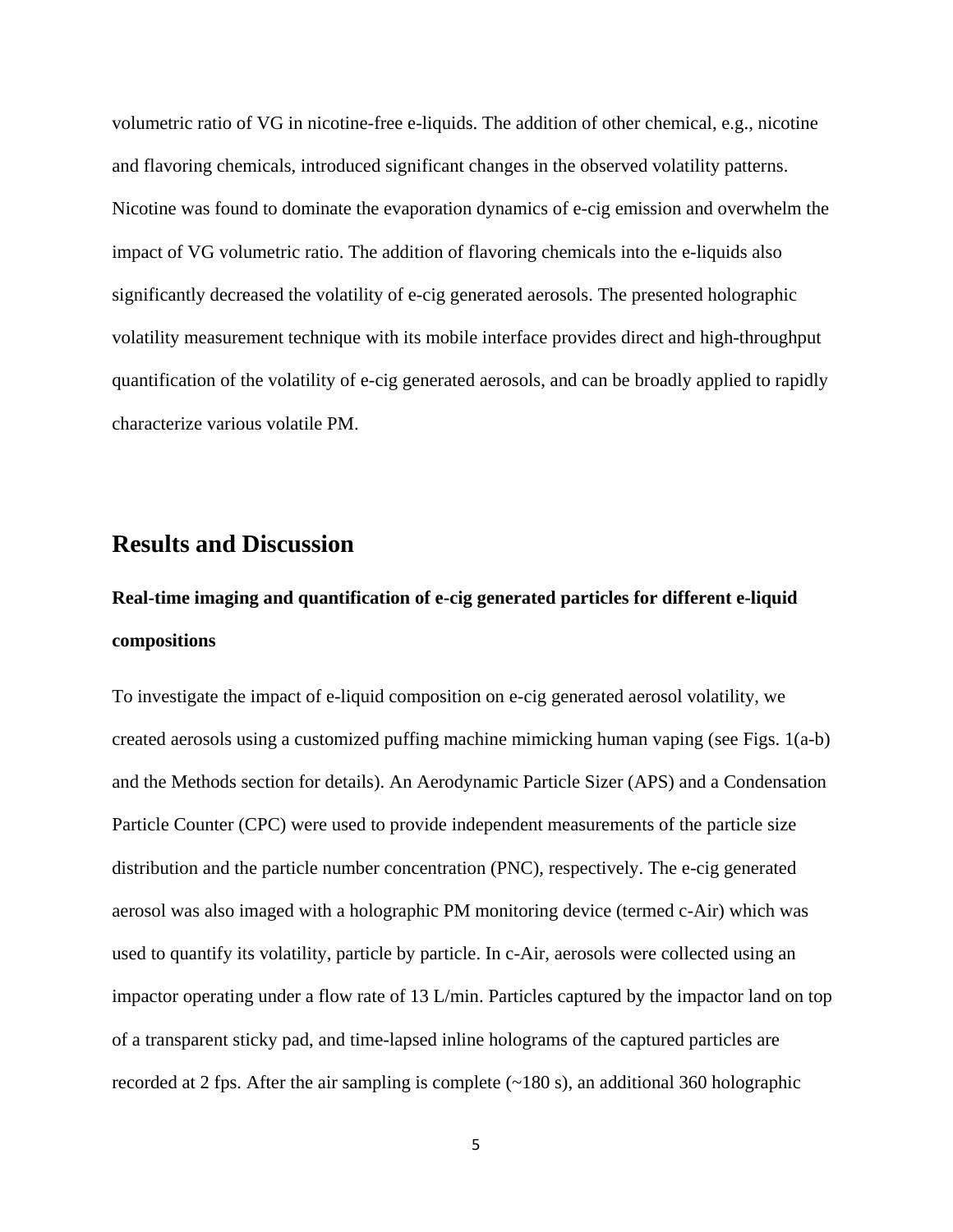volumetric ratio of VG in nicotine-free e-liquids. The addition of other chemical, e.g., nicotine and flavoring chemicals, introduced significant changes in the observed volatility patterns. Nicotine was found to dominate the evaporation dynamics of e-cig emission and overwhelm the impact of VG volumetric ratio. The addition of flavoring chemicals into the e-liquids also significantly decreased the volatility of e-cig generated aerosols. The presented holographic volatility measurement technique with its mobile interface provides direct and high-throughput quantification of the volatility of e-cig generated aerosols, and can be broadly applied to rapidly characterize various volatile PM.

## Results and Discussion

### Real-time imaging and quantification of e-cig generated particles for different e-liquid compositions

To investigate the impact of e-liquid composition on e-cig generated aerosol volatility, we created aerosols using a customized puffing machine mimicking human vaping (see Figs. 1(a-b) and the Methods section for details). An Aerodynamic Particle Sizer (APS) and a Condensation Particle Counter (CPC) were used to provide independent measurements of the particle size distribution and the particle number concentration (PNC), respectively. The e-cig generated aerosol was also imaged with a holographic PM monitoring device (termed c-Air) which was used to quantify its volatility, particle by particle. In c-Air, aerosols were collected using an impactor operating under a flow rate of 13 L/min. Particles captured by the impactor land on top of a transparent sticky pad, and time-lapsed inline holograms of the captured particles are recorded at 2 fps. After the air sampling is complete (~180 s), an additional 360 holographic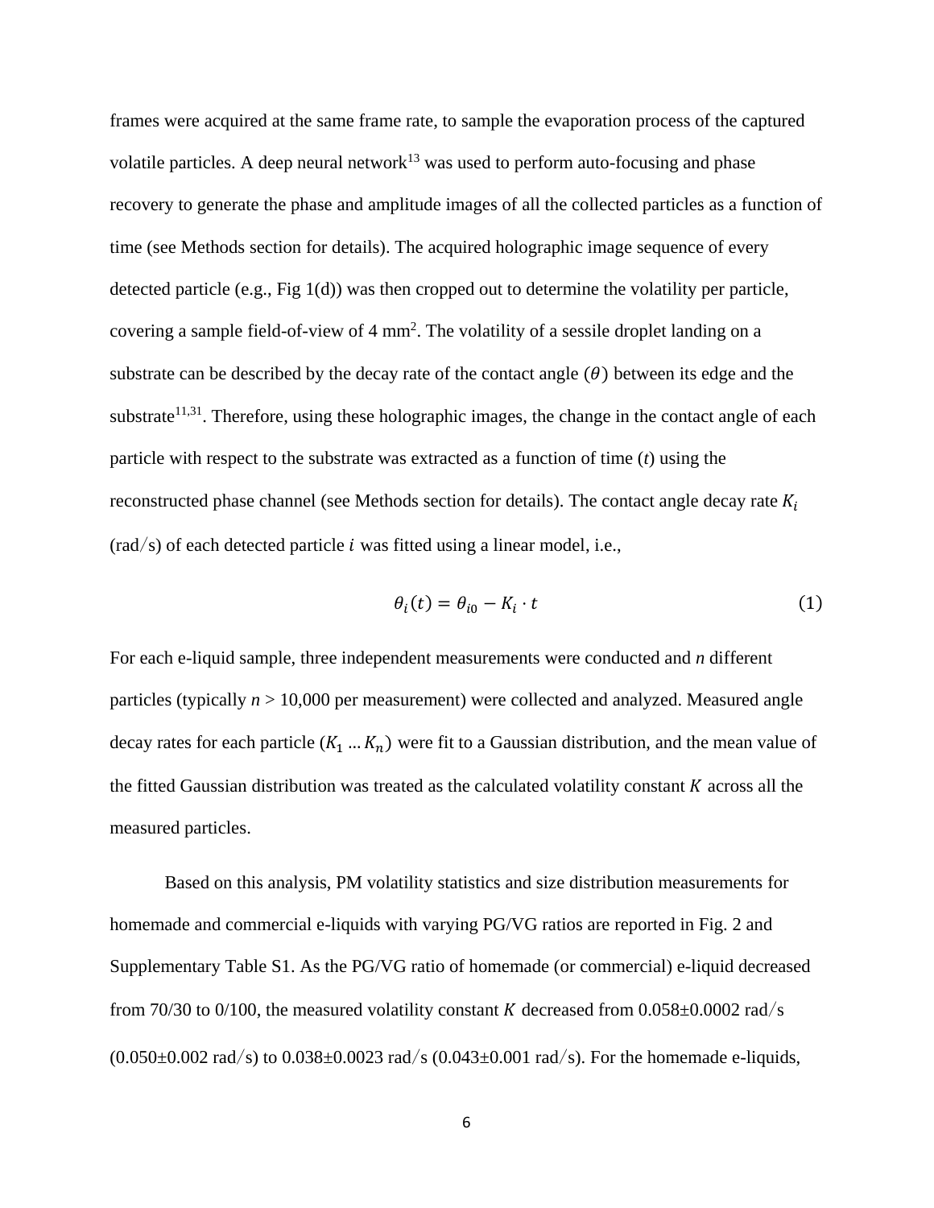frames were acquired at the same frame rate, to sample the evaporation process of the captured volatile particles. A deep neural network[13] was used to perform auto-focusing and phase recovery to generate the phase and amplitude images of all the collected particles as a function of time (see Methods section for details). The acquired holographic image sequence of every detected particle (e.g., Fig 1(d)) was then cropped out to determine the volatility per particle, covering a sample field-of-view of 4 mm$^2$. The volatility of a sessile droplet landing on a substrate can be described by the decay rate of the contact angle ($\theta$) between its edge and the substrate[11,31]. Therefore, using these holographic images, the change in the contact angle of each particle with respect to the substrate was extracted as a function of time ($t$) using the reconstructed phase channel (see Methods section for details). The contact angle decay rate $K_i$ (rad/s) of each detected particle $i$ was fitted using a linear model, i.e.,

$$\theta_i(t) = \theta_{i0} - K_i \cdot t \tag{1}$$

For each e-liquid sample, three independent measurements were conducted and $n$ different particles (typically $n > 10{,}000$ per measurement) were collected and analyzed. Measured angle decay rates for each particle ($K_1 \dots K_n$) were fit to a Gaussian distribution, and the mean value of the fitted Gaussian distribution was treated as the calculated volatility constant $K$ across all the measured particles.

Based on this analysis, PM volatility statistics and size distribution measurements for homemade and commercial e-liquids with varying PG/VG ratios are reported in Fig. 2 and Supplementary Table S1. As the PG/VG ratio of homemade (or commercial) e-liquid decreased from 70/30 to 0/100, the measured volatility constant $K$ decreased from 0.058±0.0002 rad/s (0.050±0.002 rad/s) to 0.038±0.0023 rad/s (0.043±0.001 rad/s). For the homemade e-liquids,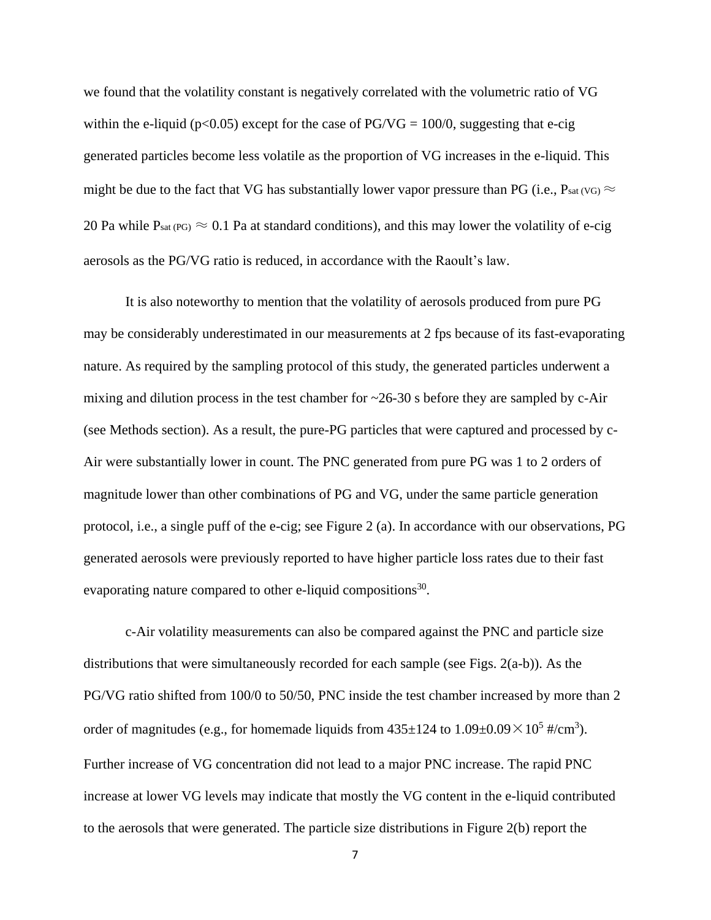we found that the volatility constant is negatively correlated with the volumetric ratio of VG within the e-liquid ($p<0.05$) except for the case of PG/VG = 100/0, suggesting that e-cig generated particles become less volatile as the proportion of VG increases in the e-liquid. This might be due to the fact that VG has substantially lower vapor pressure than PG (i.e., $P_{sat\,(VG)} \approx$ 20 Pa while $P_{sat\,(PG)} \approx$ 0.1 Pa at standard conditions), and this may lower the volatility of e-cig aerosols as the PG/VG ratio is reduced, in accordance with the Raoult's law.

It is also noteworthy to mention that the volatility of aerosols produced from pure PG may be considerably underestimated in our measurements at 2 fps because of its fast-evaporating nature. As required by the sampling protocol of this study, the generated particles underwent a mixing and dilution process in the test chamber for ~26-30 s before they are sampled by c-Air (see Methods section). As a result, the pure-PG particles that were captured and processed by c-Air were substantially lower in count. The PNC generated from pure PG was 1 to 2 orders of magnitude lower than other combinations of PG and VG, under the same particle generation protocol, i.e., a single puff of the e-cig; see Figure 2 (a). In accordance with our observations, PG generated aerosols were previously reported to have higher particle loss rates due to their fast evaporating nature compared to other e-liquid compositions[30].

c-Air volatility measurements can also be compared against the PNC and particle size distributions that were simultaneously recorded for each sample (see Figs. 2(a-b)). As the PG/VG ratio shifted from 100/0 to 50/50, PNC inside the test chamber increased by more than 2 order of magnitudes (e.g., for homemade liquids from 435±124 to $1.09\pm0.09\times10^5$ #/cm$^3$). Further increase of VG concentration did not lead to a major PNC increase. The rapid PNC increase at lower VG levels may indicate that mostly the VG content in the e-liquid contributed to the aerosols that were generated. The particle size distributions in Figure 2(b) report the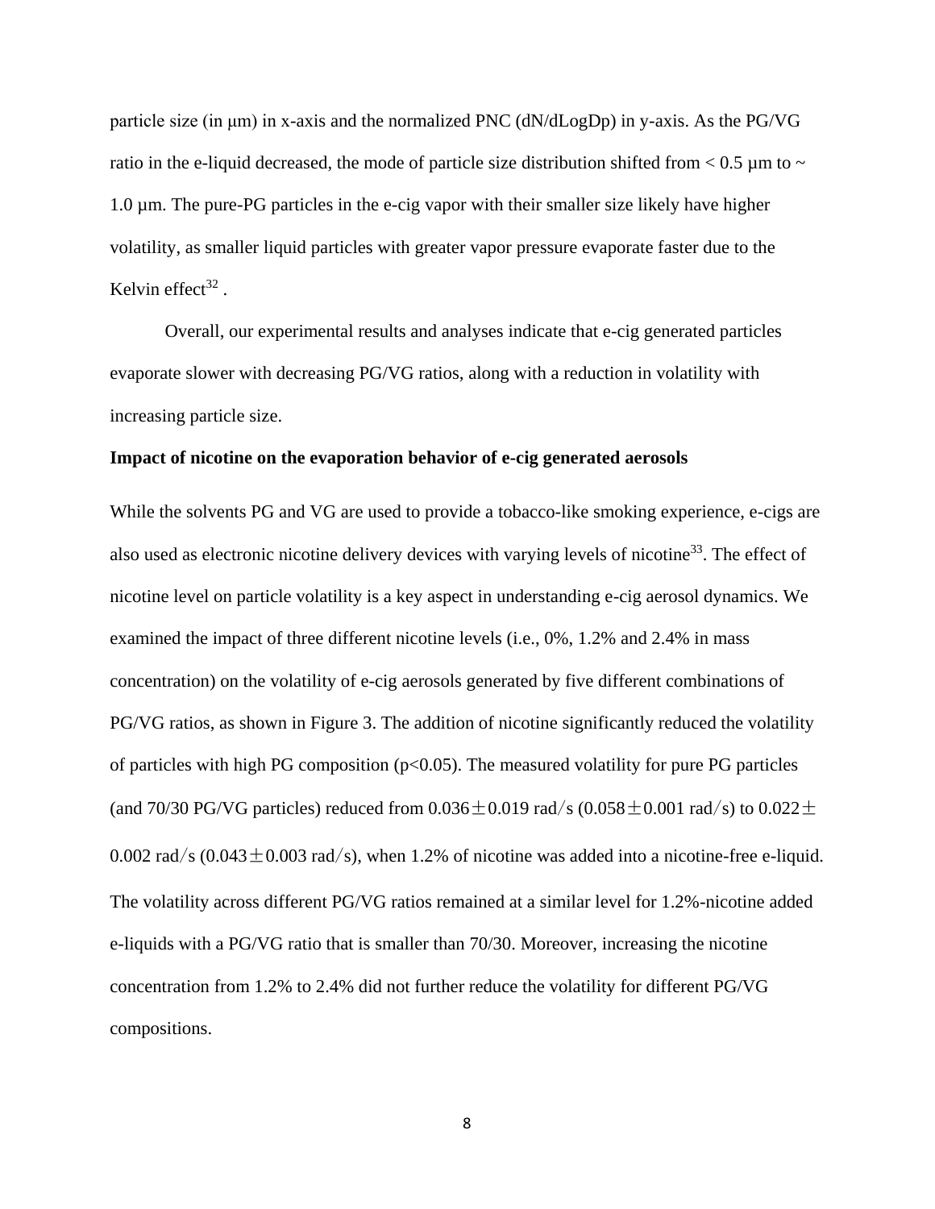particle size (in μm) in x-axis and the normalized PNC (dN/dLogDp) in y-axis. As the PG/VG ratio in the e-liquid decreased, the mode of particle size distribution shifted from < 0.5 μm to ~ 1.0 μm. The pure-PG particles in the e-cig vapor with their smaller size likely have higher volatility, as smaller liquid particles with greater vapor pressure evaporate faster due to the Kelvin effect[32] .

Overall, our experimental results and analyses indicate that e-cig generated particles evaporate slower with decreasing PG/VG ratios, along with a reduction in volatility with increasing particle size.

**Impact of nicotine on the evaporation behavior of e-cig generated aerosols**

While the solvents PG and VG are used to provide a tobacco-like smoking experience, e-cigs are also used as electronic nicotine delivery devices with varying levels of nicotine[33]. The effect of nicotine level on particle volatility is a key aspect in understanding e-cig aerosol dynamics. We examined the impact of three different nicotine levels (i.e., 0%, 1.2% and 2.4% in mass concentration) on the volatility of e-cig aerosols generated by five different combinations of PG/VG ratios, as shown in Figure 3. The addition of nicotine significantly reduced the volatility of particles with high PG composition ($p<0.05$). The measured volatility for pure PG particles (and 70/30 PG/VG particles) reduced from $0.036 \pm 0.019$ rad/s ($0.058 \pm 0.001$ rad/s) to $0.022 \pm 0.002$ rad/s ($0.043 \pm 0.003$ rad/s), when 1.2% of nicotine was added into a nicotine-free e-liquid. The volatility across different PG/VG ratios remained at a similar level for 1.2%-nicotine added e-liquids with a PG/VG ratio that is smaller than 70/30. Moreover, increasing the nicotine concentration from 1.2% to 2.4% did not further reduce the volatility for different PG/VG compositions.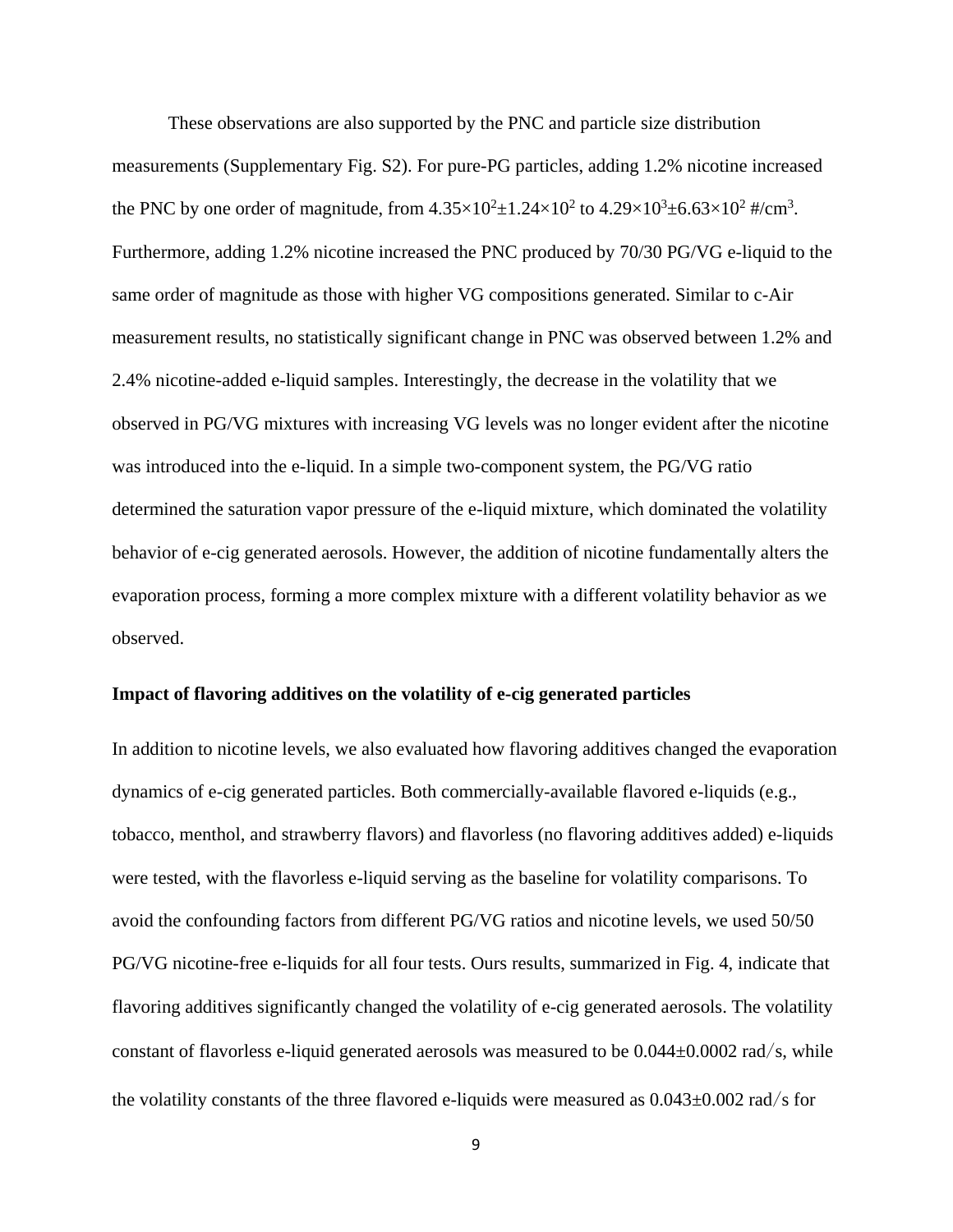These observations are also supported by the PNC and particle size distribution measurements (Supplementary Fig. S2). For pure-PG particles, adding 1.2% nicotine increased the PNC by one order of magnitude, from $4.35\times10^{2}\pm1.24\times10^{2}$ to $4.29\times10^{3}\pm6.63\times10^{2}$ #/cm$^{3}$. Furthermore, adding 1.2% nicotine increased the PNC produced by 70/30 PG/VG e-liquid to the same order of magnitude as those with higher VG compositions generated. Similar to c-Air measurement results, no statistically significant change in PNC was observed between 1.2% and 2.4% nicotine-added e-liquid samples. Interestingly, the decrease in the volatility that we observed in PG/VG mixtures with increasing VG levels was no longer evident after the nicotine was introduced into the e-liquid. In a simple two-component system, the PG/VG ratio determined the saturation vapor pressure of the e-liquid mixture, which dominated the volatility behavior of e-cig generated aerosols. However, the addition of nicotine fundamentally alters the evaporation process, forming a more complex mixture with a different volatility behavior as we observed.

**Impact of flavoring additives on the volatility of e-cig generated particles**

In addition to nicotine levels, we also evaluated how flavoring additives changed the evaporation dynamics of e-cig generated particles. Both commercially-available flavored e-liquids (e.g., tobacco, menthol, and strawberry flavors) and flavorless (no flavoring additives added) e-liquids were tested, with the flavorless e-liquid serving as the baseline for volatility comparisons. To avoid the confounding factors from different PG/VG ratios and nicotine levels, we used 50/50 PG/VG nicotine-free e-liquids for all four tests. Ours results, summarized in Fig. 4, indicate that flavoring additives significantly changed the volatility of e-cig generated aerosols. The volatility constant of flavorless e-liquid generated aerosols was measured to be $0.044\pm0.0002$ rad/s, while the volatility constants of the three flavored e-liquids were measured as $0.043\pm0.002$ rad/s for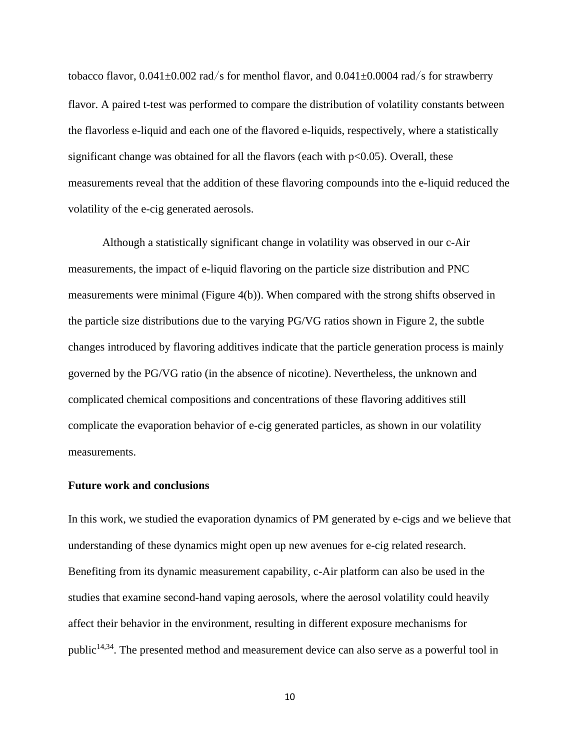tobacco flavor, $0.041 \pm 0.002$ rad/s for menthol flavor, and $0.041 \pm 0.0004$ rad/s for strawberry flavor. A paired t-test was performed to compare the distribution of volatility constants between the flavorless e-liquid and each one of the flavored e-liquids, respectively, where a statistically significant change was obtained for all the flavors (each with $p<0.05$). Overall, these measurements reveal that the addition of these flavoring compounds into the e-liquid reduced the volatility of the e-cig generated aerosols.

Although a statistically significant change in volatility was observed in our c-Air measurements, the impact of e-liquid flavoring on the particle size distribution and PNC measurements were minimal (Figure 4(b)). When compared with the strong shifts observed in the particle size distributions due to the varying PG/VG ratios shown in Figure 2, the subtle changes introduced by flavoring additives indicate that the particle generation process is mainly governed by the PG/VG ratio (in the absence of nicotine). Nevertheless, the unknown and complicated chemical compositions and concentrations of these flavoring additives still complicate the evaporation behavior of e-cig generated particles, as shown in our volatility measurements.

**Future work and conclusions**

In this work, we studied the evaporation dynamics of PM generated by e-cigs and we believe that understanding of these dynamics might open up new avenues for e-cig related research. Benefiting from its dynamic measurement capability, c-Air platform can also be used in the studies that examine second-hand vaping aerosols, where the aerosol volatility could heavily affect their behavior in the environment, resulting in different exposure mechanisms for public[14,34]. The presented method and measurement device can also serve as a powerful tool in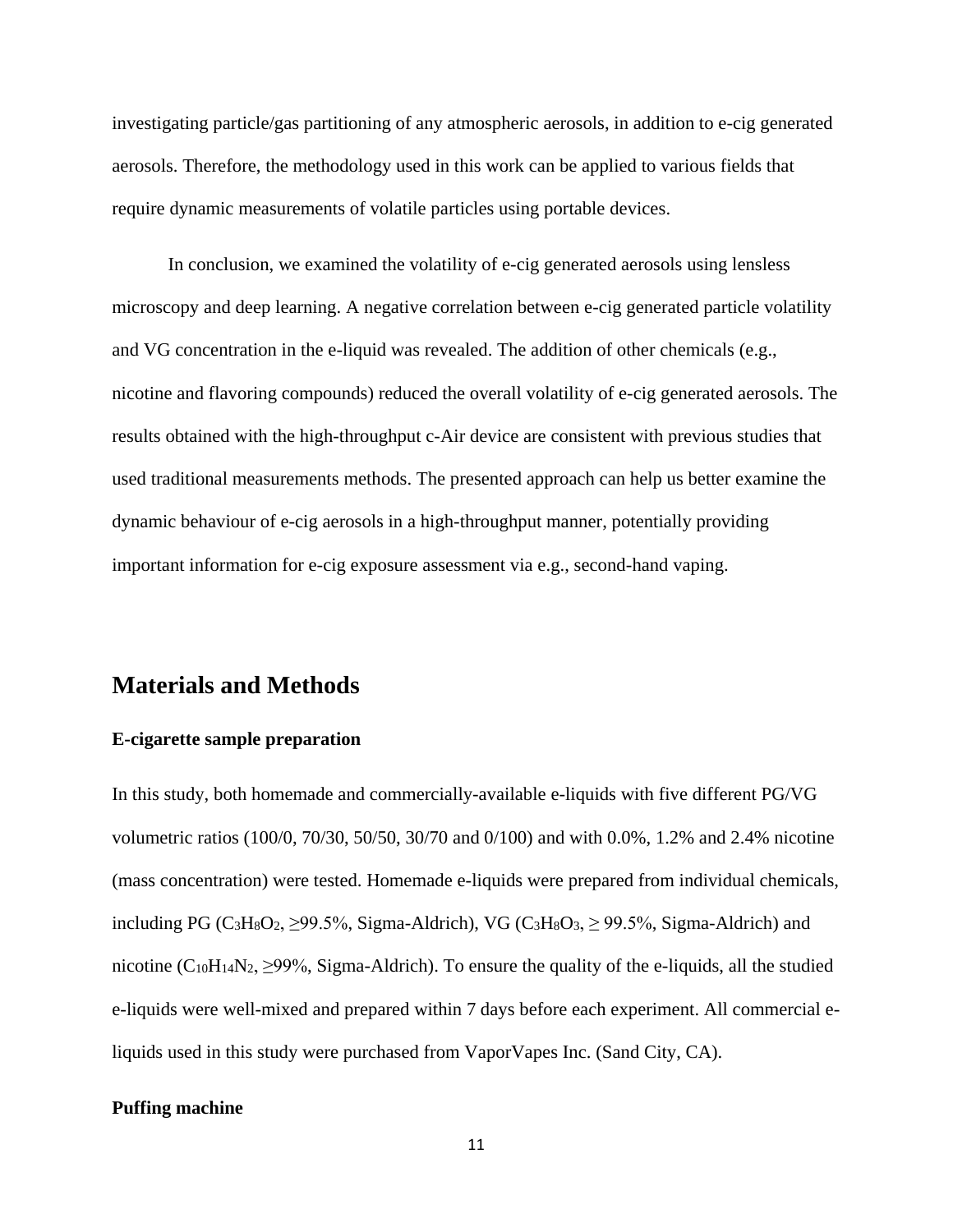investigating particle/gas partitioning of any atmospheric aerosols, in addition to e-cig generated aerosols. Therefore, the methodology used in this work can be applied to various fields that require dynamic measurements of volatile particles using portable devices.

In conclusion, we examined the volatility of e-cig generated aerosols using lensless microscopy and deep learning. A negative correlation between e-cig generated particle volatility and VG concentration in the e-liquid was revealed. The addition of other chemicals (e.g., nicotine and flavoring compounds) reduced the overall volatility of e-cig generated aerosols. The results obtained with the high-throughput c-Air device are consistent with previous studies that used traditional measurements methods. The presented approach can help us better examine the dynamic behaviour of e-cig aerosols in a high-throughput manner, potentially providing important information for e-cig exposure assessment via e.g., second-hand vaping.

## Materials and Methods

### E-cigarette sample preparation

In this study, both homemade and commercially-available e-liquids with five different PG/VG volumetric ratios (100/0, 70/30, 50/50, 30/70 and 0/100) and with 0.0%, 1.2% and 2.4% nicotine (mass concentration) were tested. Homemade e-liquids were prepared from individual chemicals, including PG ($C_3H_8O_2$, ≥99.5%, Sigma-Aldrich), VG ($C_3H_8O_3$, ≥ 99.5%, Sigma-Aldrich) and nicotine ($C_{10}H_{14}N_2$, ≥99%, Sigma-Aldrich). To ensure the quality of the e-liquids, all the studied e-liquids were well-mixed and prepared within 7 days before each experiment. All commercial e-liquids used in this study were purchased from VaporVapes Inc. (Sand City, CA).

### Puffing machine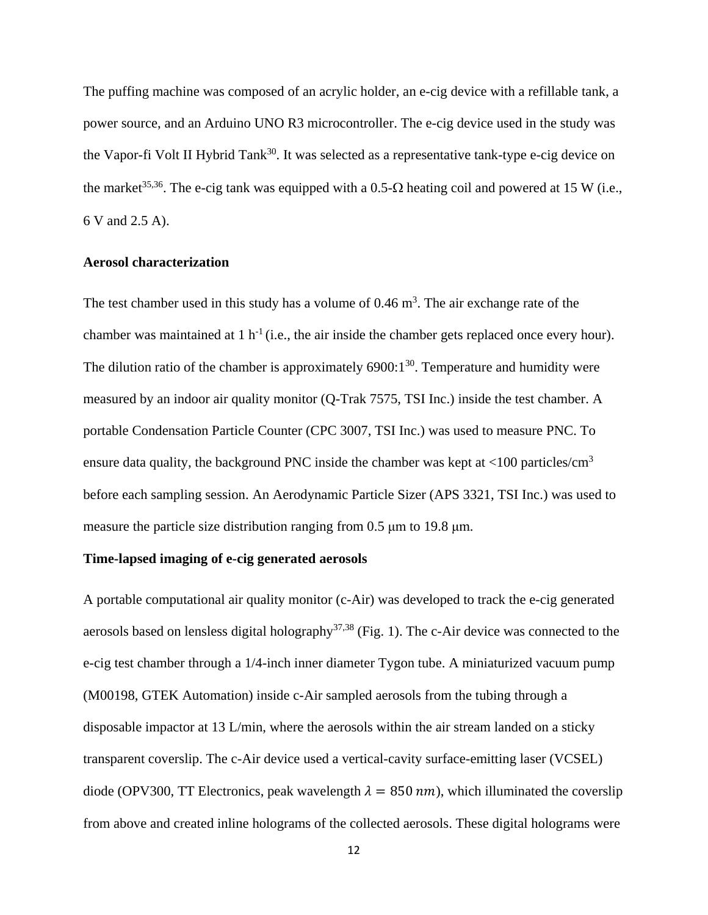The puffing machine was composed of an acrylic holder, an e-cig device with a refillable tank, a power source, and an Arduino UNO R3 microcontroller. The e-cig device used in the study was the Vapor-fi Volt II Hybrid Tank[30]. It was selected as a representative tank-type e-cig device on the market[35,36]. The e-cig tank was equipped with a 0.5-Ω heating coil and powered at 15 W (i.e., 6 V and 2.5 A).

**Aerosol characterization**

The test chamber used in this study has a volume of 0.46 $m^3$. The air exchange rate of the chamber was maintained at 1 $h^{-1}$ (i.e., the air inside the chamber gets replaced once every hour). The dilution ratio of the chamber is approximately 6900:1[30]. Temperature and humidity were measured by an indoor air quality monitor (Q-Trak 7575, TSI Inc.) inside the test chamber. A portable Condensation Particle Counter (CPC 3007, TSI Inc.) was used to measure PNC. To ensure data quality, the background PNC inside the chamber was kept at <100 particles/$cm^3$ before each sampling session. An Aerodynamic Particle Sizer (APS 3321, TSI Inc.) was used to measure the particle size distribution ranging from 0.5 μm to 19.8 μm.

**Time-lapsed imaging of e-cig generated aerosols**

A portable computational air quality monitor (c-Air) was developed to track the e-cig generated aerosols based on lensless digital holography[37,38] (Fig. 1). The c-Air device was connected to the e-cig test chamber through a 1/4-inch inner diameter Tygon tube. A miniaturized vacuum pump (M00198, GTEK Automation) inside c-Air sampled aerosols from the tubing through a disposable impactor at 13 L/min, where the aerosols within the air stream landed on a sticky transparent coverslip. The c-Air device used a vertical-cavity surface-emitting laser (VCSEL) diode (OPV300, TT Electronics, peak wavelength $\lambda = 850\ nm$), which illuminated the coverslip from above and created inline holograms of the collected aerosols. These digital holograms were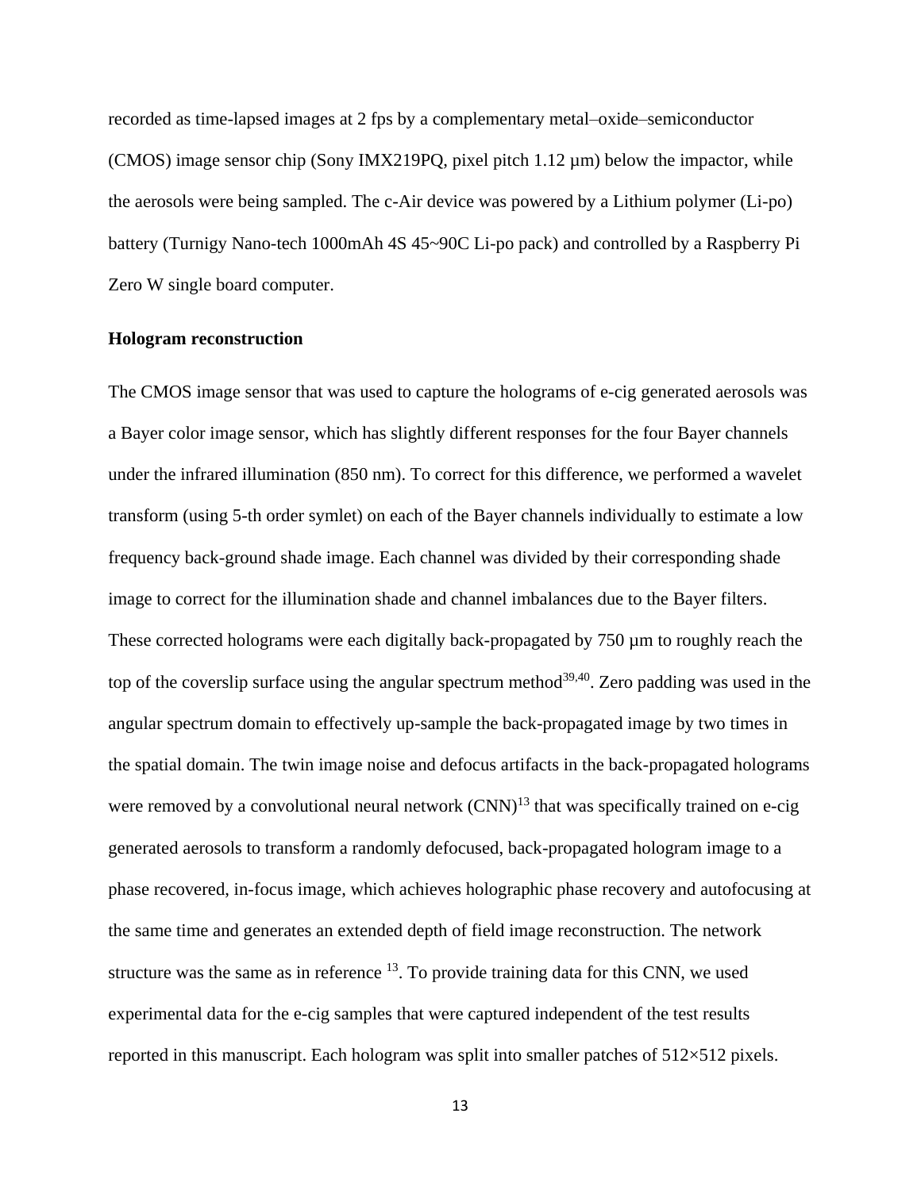recorded as time-lapsed images at 2 fps by a complementary metal–oxide–semiconductor (CMOS) image sensor chip (Sony IMX219PQ, pixel pitch 1.12 µm) below the impactor, while the aerosols were being sampled. The c-Air device was powered by a Lithium polymer (Li-po) battery (Turnigy Nano-tech 1000mAh 4S 45~90C Li-po pack) and controlled by a Raspberry Pi Zero W single board computer.

**Hologram reconstruction**

The CMOS image sensor that was used to capture the holograms of e-cig generated aerosols was a Bayer color image sensor, which has slightly different responses for the four Bayer channels under the infrared illumination (850 nm). To correct for this difference, we performed a wavelet transform (using 5-th order symlet) on each of the Bayer channels individually to estimate a low frequency back-ground shade image. Each channel was divided by their corresponding shade image to correct for the illumination shade and channel imbalances due to the Bayer filters. These corrected holograms were each digitally back-propagated by 750 µm to roughly reach the top of the coverslip surface using the angular spectrum method[39,40]. Zero padding was used in the angular spectrum domain to effectively up-sample the back-propagated image by two times in the spatial domain. The twin image noise and defocus artifacts in the back-propagated holograms were removed by a convolutional neural network (CNN)[13] that was specifically trained on e-cig generated aerosols to transform a randomly defocused, back-propagated hologram image to a phase recovered, in-focus image, which achieves holographic phase recovery and autofocusing at the same time and generates an extended depth of field image reconstruction. The network structure was the same as in reference [13]. To provide training data for this CNN, we used experimental data for the e-cig samples that were captured independent of the test results reported in this manuscript. Each hologram was split into smaller patches of 512×512 pixels.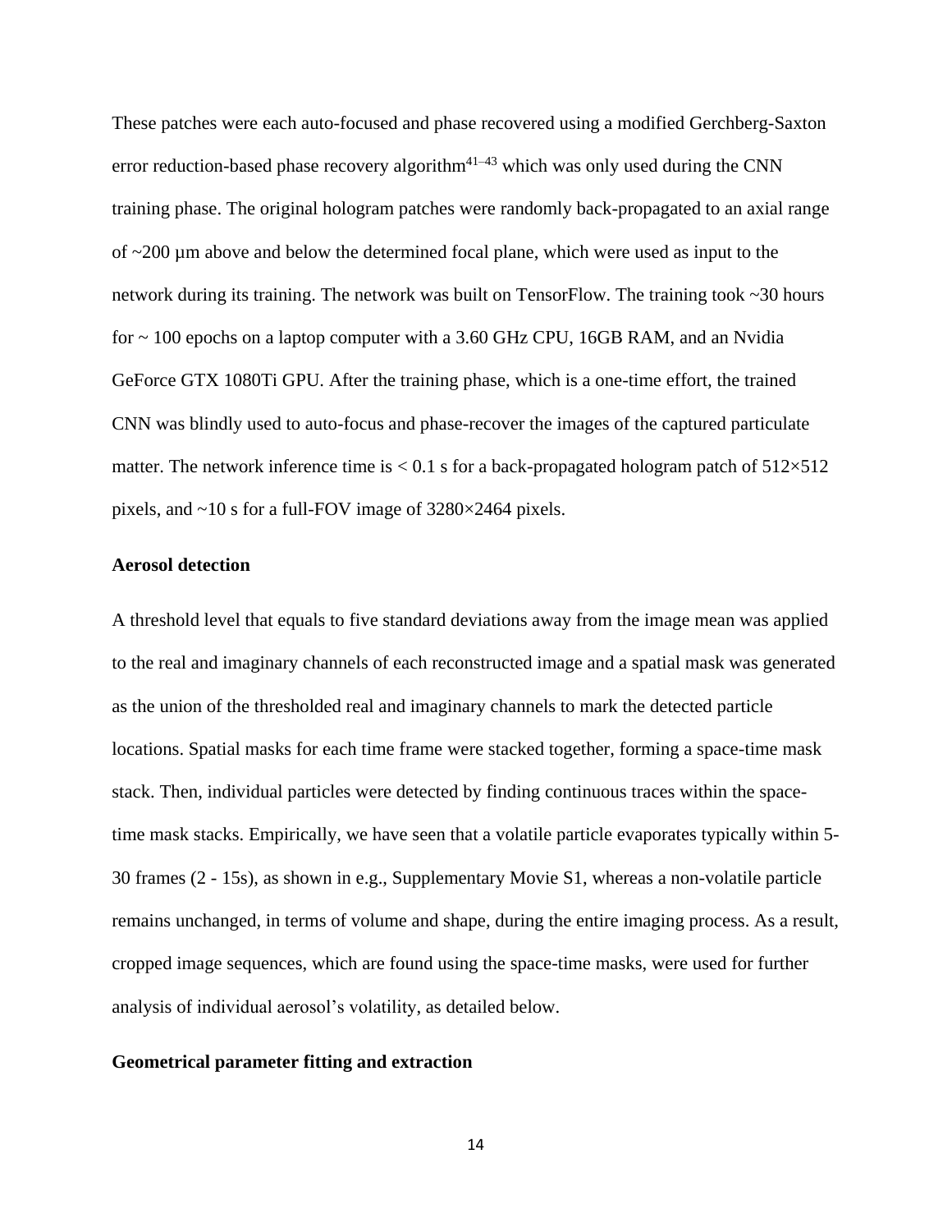These patches were each auto-focused and phase recovered using a modified Gerchberg-Saxton error reduction-based phase recovery algorithm[41–43] which was only used during the CNN training phase. The original hologram patches were randomly back-propagated to an axial range of ~200 µm above and below the determined focal plane, which were used as input to the network during its training. The network was built on TensorFlow. The training took ~30 hours for ~ 100 epochs on a laptop computer with a 3.60 GHz CPU, 16GB RAM, and an Nvidia GeForce GTX 1080Ti GPU. After the training phase, which is a one-time effort, the trained CNN was blindly used to auto-focus and phase-recover the images of the captured particulate matter. The network inference time is < 0.1 s for a back-propagated hologram patch of 512×512 pixels, and ~10 s for a full-FOV image of 3280×2464 pixels.

**Aerosol detection**

A threshold level that equals to five standard deviations away from the image mean was applied to the real and imaginary channels of each reconstructed image and a spatial mask was generated as the union of the thresholded real and imaginary channels to mark the detected particle locations. Spatial masks for each time frame were stacked together, forming a space-time mask stack. Then, individual particles were detected by finding continuous traces within the space-time mask stacks. Empirically, we have seen that a volatile particle evaporates typically within 5-30 frames (2 - 15s), as shown in e.g., Supplementary Movie S1, whereas a non-volatile particle remains unchanged, in terms of volume and shape, during the entire imaging process. As a result, cropped image sequences, which are found using the space-time masks, were used for further analysis of individual aerosol's volatility, as detailed below.

**Geometrical parameter fitting and extraction**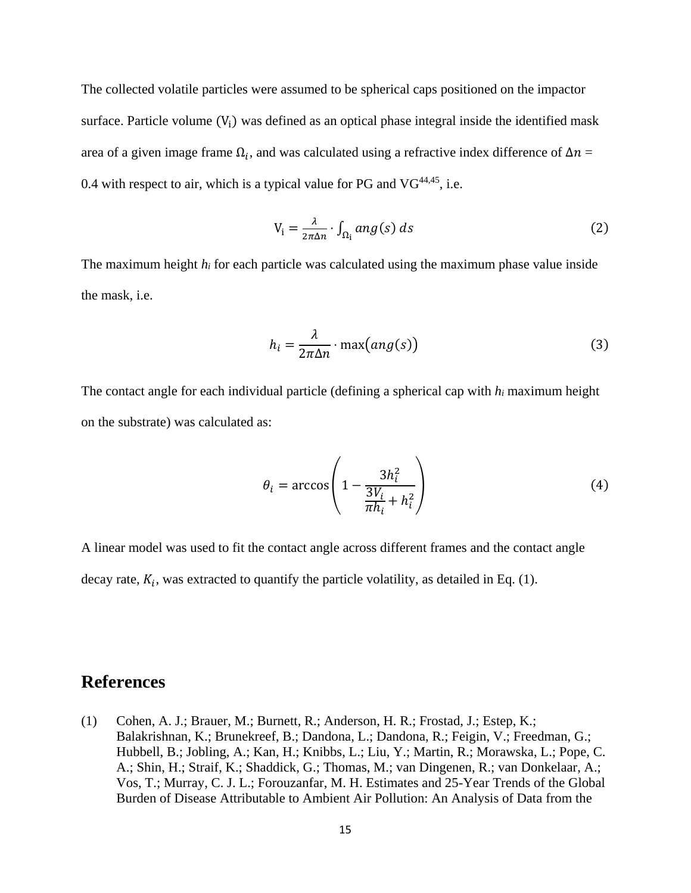The collected volatile particles were assumed to be spherical caps positioned on the impactor surface. Particle volume ($V_i$) was defined as an optical phase integral inside the identified mask area of a given image frame $\Omega_i$, and was calculated using a refractive index difference of $\Delta n$ = 0.4 with respect to air, which is a typical value for PG and VG[44,45], i.e.

$$V_i = \frac{\lambda}{2\pi\Delta n} \cdot \int_{\Omega_i} ang(s)\, ds \tag{2}$$

The maximum height $h_i$ for each particle was calculated using the maximum phase value inside the mask, i.e.

$$h_i = \frac{\lambda}{2\pi\Delta n} \cdot \max\big(ang(s)\big) \tag{3}$$

The contact angle for each individual particle (defining a spherical cap with $h_i$ maximum height on the substrate) was calculated as:

$$\theta_i = \arccos\left(1 - \frac{3h_i^2}{\frac{3V_i}{\pi h_i} + h_i^2}\right) \tag{4}$$

A linear model was used to fit the contact angle across different frames and the contact angle decay rate, $K_i$, was extracted to quantify the particle volatility, as detailed in Eq. (1).

## References

(1) Cohen, A. J.; Brauer, M.; Burnett, R.; Anderson, H. R.; Frostad, J.; Estep, K.; Balakrishnan, K.; Brunekreef, B.; Dandona, L.; Dandona, R.; Feigin, V.; Freedman, G.; Hubbell, B.; Jobling, A.; Kan, H.; Knibbs, L.; Liu, Y.; Martin, R.; Morawska, L.; Pope, C. A.; Shin, H.; Straif, K.; Shaddick, G.; Thomas, M.; van Dingenen, R.; van Donkelaar, A.; Vos, T.; Murray, C. J. L.; Forouzanfar, M. H. Estimates and 25-Year Trends of the Global Burden of Disease Attributable to Ambient Air Pollution: An Analysis of Data from the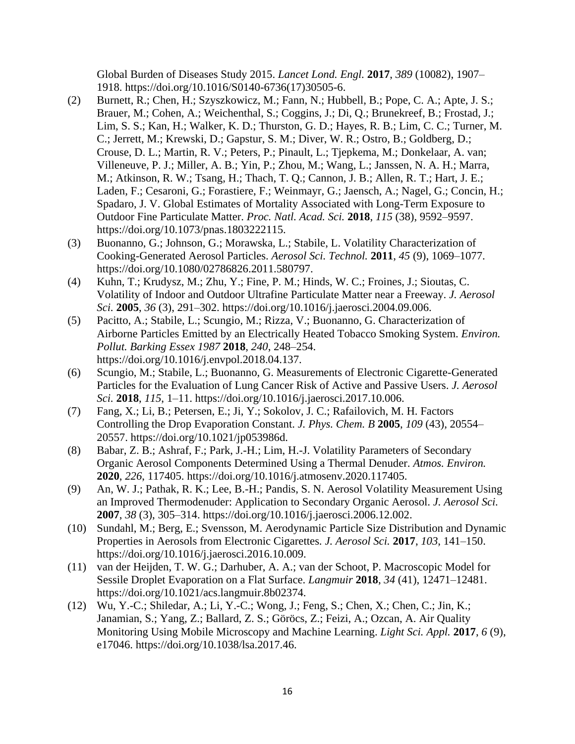Global Burden of Diseases Study 2015. *Lancet Lond. Engl.* **2017**, *389* (10082), 1907–1918. https://doi.org/10.1016/S0140-6736(17)30505-6.

(2) Burnett, R.; Chen, H.; Szyszkowicz, M.; Fann, N.; Hubbell, B.; Pope, C. A.; Apte, J. S.; Brauer, M.; Cohen, A.; Weichenthal, S.; Coggins, J.; Di, Q.; Brunekreef, B.; Frostad, J.; Lim, S. S.; Kan, H.; Walker, K. D.; Thurston, G. D.; Hayes, R. B.; Lim, C. C.; Turner, M. C.; Jerrett, M.; Krewski, D.; Gapstur, S. M.; Diver, W. R.; Ostro, B.; Goldberg, D.; Crouse, D. L.; Martin, R. V.; Peters, P.; Pinault, L.; Tjepkema, M.; Donkelaar, A. van; Villeneuve, P. J.; Miller, A. B.; Yin, P.; Zhou, M.; Wang, L.; Janssen, N. A. H.; Marra, M.; Atkinson, R. W.; Tsang, H.; Thach, T. Q.; Cannon, J. B.; Allen, R. T.; Hart, J. E.; Laden, F.; Cesaroni, G.; Forastiere, F.; Weinmayr, G.; Jaensch, A.; Nagel, G.; Concin, H.; Spadaro, J. V. Global Estimates of Mortality Associated with Long-Term Exposure to Outdoor Fine Particulate Matter. *Proc. Natl. Acad. Sci.* **2018**, *115* (38), 9592–9597. https://doi.org/10.1073/pnas.1803222115.

(3) Buonanno, G.; Johnson, G.; Morawska, L.; Stabile, L. Volatility Characterization of Cooking-Generated Aerosol Particles. *Aerosol Sci. Technol.* **2011**, *45* (9), 1069–1077. https://doi.org/10.1080/02786826.2011.580797.

(4) Kuhn, T.; Krudysz, M.; Zhu, Y.; Fine, P. M.; Hinds, W. C.; Froines, J.; Sioutas, C. Volatility of Indoor and Outdoor Ultrafine Particulate Matter near a Freeway. *J. Aerosol Sci.* **2005**, *36* (3), 291–302. https://doi.org/10.1016/j.jaerosci.2004.09.006.

(5) Pacitto, A.; Stabile, L.; Scungio, M.; Rizza, V.; Buonanno, G. Characterization of Airborne Particles Emitted by an Electrically Heated Tobacco Smoking System. *Environ. Pollut. Barking Essex 1987* **2018**, *240*, 248–254. https://doi.org/10.1016/j.envpol.2018.04.137.

(6) Scungio, M.; Stabile, L.; Buonanno, G. Measurements of Electronic Cigarette-Generated Particles for the Evaluation of Lung Cancer Risk of Active and Passive Users. *J. Aerosol Sci.* **2018**, *115*, 1–11. https://doi.org/10.1016/j.jaerosci.2017.10.006.

(7) Fang, X.; Li, B.; Petersen, E.; Ji, Y.; Sokolov, J. C.; Rafailovich, M. H. Factors Controlling the Drop Evaporation Constant. *J. Phys. Chem. B* **2005**, *109* (43), 20554–20557. https://doi.org/10.1021/jp053986d.

(8) Babar, Z. B.; Ashraf, F.; Park, J.-H.; Lim, H.-J. Volatility Parameters of Secondary Organic Aerosol Components Determined Using a Thermal Denuder. *Atmos. Environ.* **2020**, *226*, 117405. https://doi.org/10.1016/j.atmosenv.2020.117405.

(9) An, W. J.; Pathak, R. K.; Lee, B.-H.; Pandis, S. N. Aerosol Volatility Measurement Using an Improved Thermodenuder: Application to Secondary Organic Aerosol. *J. Aerosol Sci.* **2007**, *38* (3), 305–314. https://doi.org/10.1016/j.jaerosci.2006.12.002.

(10) Sundahl, M.; Berg, E.; Svensson, M. Aerodynamic Particle Size Distribution and Dynamic Properties in Aerosols from Electronic Cigarettes. *J. Aerosol Sci.* **2017**, *103*, 141–150. https://doi.org/10.1016/j.jaerosci.2016.10.009.

(11) van der Heijden, T. W. G.; Darhuber, A. A.; van der Schoot, P. Macroscopic Model for Sessile Droplet Evaporation on a Flat Surface. *Langmuir* **2018**, *34* (41), 12471–12481. https://doi.org/10.1021/acs.langmuir.8b02374.

(12) Wu, Y.-C.; Shiledar, A.; Li, Y.-C.; Wong, J.; Feng, S.; Chen, X.; Chen, C.; Jin, K.; Janamian, S.; Yang, Z.; Ballard, Z. S.; Göröcs, Z.; Feizi, A.; Ozcan, A. Air Quality Monitoring Using Mobile Microscopy and Machine Learning. *Light Sci. Appl.* **2017**, *6* (9), e17046. https://doi.org/10.1038/lsa.2017.46.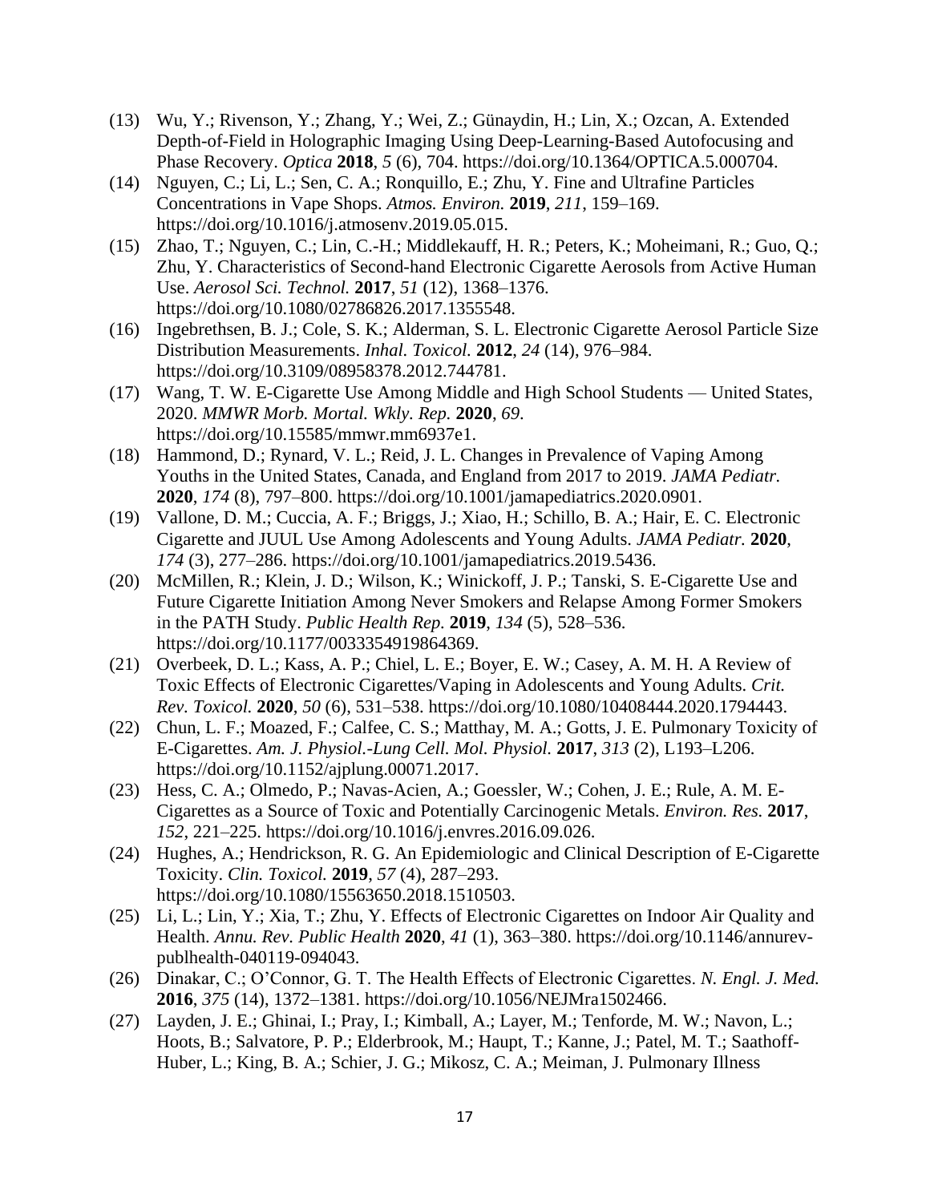(13) Wu, Y.; Rivenson, Y.; Zhang, Y.; Wei, Z.; Günaydin, H.; Lin, X.; Ozcan, A. Extended Depth-of-Field in Holographic Imaging Using Deep-Learning-Based Autofocusing and Phase Recovery. *Optica* **2018**, *5* (6), 704. https://doi.org/10.1364/OPTICA.5.000704.

(14) Nguyen, C.; Li, L.; Sen, C. A.; Ronquillo, E.; Zhu, Y. Fine and Ultrafine Particles Concentrations in Vape Shops. *Atmos. Environ.* **2019**, *211*, 159–169. https://doi.org/10.1016/j.atmosenv.2019.05.015.

(15) Zhao, T.; Nguyen, C.; Lin, C.-H.; Middlekauff, H. R.; Peters, K.; Moheimani, R.; Guo, Q.; Zhu, Y. Characteristics of Second-hand Electronic Cigarette Aerosols from Active Human Use. *Aerosol Sci. Technol.* **2017**, *51* (12), 1368–1376. https://doi.org/10.1080/02786826.2017.1355548.

(16) Ingebrethsen, B. J.; Cole, S. K.; Alderman, S. L. Electronic Cigarette Aerosol Particle Size Distribution Measurements. *Inhal. Toxicol.* **2012**, *24* (14), 976–984. https://doi.org/10.3109/08958378.2012.744781.

(17) Wang, T. W. E-Cigarette Use Among Middle and High School Students — United States, 2020. *MMWR Morb. Mortal. Wkly. Rep.* **2020**, *69*. https://doi.org/10.15585/mmwr.mm6937e1.

(18) Hammond, D.; Rynard, V. L.; Reid, J. L. Changes in Prevalence of Vaping Among Youths in the United States, Canada, and England from 2017 to 2019. *JAMA Pediatr.* **2020**, *174* (8), 797–800. https://doi.org/10.1001/jamapediatrics.2020.0901.

(19) Vallone, D. M.; Cuccia, A. F.; Briggs, J.; Xiao, H.; Schillo, B. A.; Hair, E. C. Electronic Cigarette and JUUL Use Among Adolescents and Young Adults. *JAMA Pediatr.* **2020**, *174* (3), 277–286. https://doi.org/10.1001/jamapediatrics.2019.5436.

(20) McMillen, R.; Klein, J. D.; Wilson, K.; Winickoff, J. P.; Tanski, S. E-Cigarette Use and Future Cigarette Initiation Among Never Smokers and Relapse Among Former Smokers in the PATH Study. *Public Health Rep.* **2019**, *134* (5), 528–536. https://doi.org/10.1177/0033354919864369.

(21) Overbeek, D. L.; Kass, A. P.; Chiel, L. E.; Boyer, E. W.; Casey, A. M. H. A Review of Toxic Effects of Electronic Cigarettes/Vaping in Adolescents and Young Adults. *Crit. Rev. Toxicol.* **2020**, *50* (6), 531–538. https://doi.org/10.1080/10408444.2020.1794443.

(22) Chun, L. F.; Moazed, F.; Calfee, C. S.; Matthay, M. A.; Gotts, J. E. Pulmonary Toxicity of E-Cigarettes. *Am. J. Physiol.-Lung Cell. Mol. Physiol.* **2017**, *313* (2), L193–L206. https://doi.org/10.1152/ajplung.00071.2017.

(23) Hess, C. A.; Olmedo, P.; Navas-Acien, A.; Goessler, W.; Cohen, J. E.; Rule, A. M. E-Cigarettes as a Source of Toxic and Potentially Carcinogenic Metals. *Environ. Res.* **2017**, *152*, 221–225. https://doi.org/10.1016/j.envres.2016.09.026.

(24) Hughes, A.; Hendrickson, R. G. An Epidemiologic and Clinical Description of E-Cigarette Toxicity. *Clin. Toxicol.* **2019**, *57* (4), 287–293. https://doi.org/10.1080/15563650.2018.1510503.

(25) Li, L.; Lin, Y.; Xia, T.; Zhu, Y. Effects of Electronic Cigarettes on Indoor Air Quality and Health. *Annu. Rev. Public Health* **2020**, *41* (1), 363–380. https://doi.org/10.1146/annurev-publhealth-040119-094043.

(26) Dinakar, C.; O'Connor, G. T. The Health Effects of Electronic Cigarettes. *N. Engl. J. Med.* **2016**, *375* (14), 1372–1381. https://doi.org/10.1056/NEJMra1502466.

(27) Layden, J. E.; Ghinai, I.; Pray, I.; Kimball, A.; Layer, M.; Tenforde, M. W.; Navon, L.; Hoots, B.; Salvatore, P. P.; Elderbrook, M.; Haupt, T.; Kanne, J.; Patel, M. T.; Saathoff-Huber, L.; King, B. A.; Schier, J. G.; Mikosz, C. A.; Meiman, J. Pulmonary Illness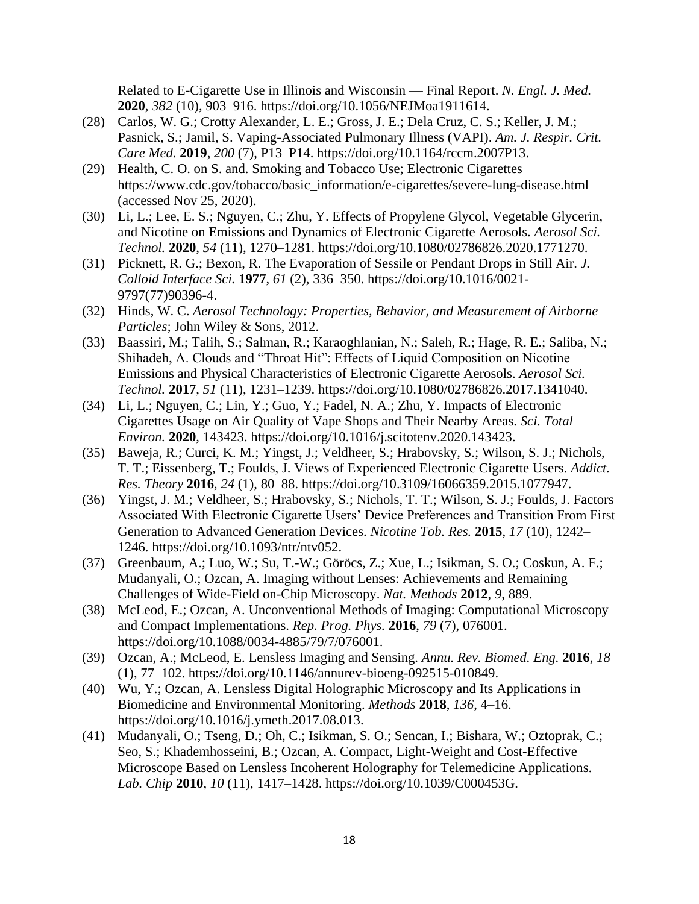Related to E-Cigarette Use in Illinois and Wisconsin — Final Report. *N. Engl. J. Med.* **2020**, *382* (10), 903–916. https://doi.org/10.1056/NEJMoa1911614.

(28) Carlos, W. G.; Crotty Alexander, L. E.; Gross, J. E.; Dela Cruz, C. S.; Keller, J. M.; Pasnick, S.; Jamil, S. Vaping-Associated Pulmonary Illness (VAPI). *Am. J. Respir. Crit. Care Med.* **2019**, *200* (7), P13–P14. https://doi.org/10.1164/rccm.2007P13.

(29) Health, C. O. on S. and. Smoking and Tobacco Use; Electronic Cigarettes https://www.cdc.gov/tobacco/basic_information/e-cigarettes/severe-lung-disease.html (accessed Nov 25, 2020).

(30) Li, L.; Lee, E. S.; Nguyen, C.; Zhu, Y. Effects of Propylene Glycol, Vegetable Glycerin, and Nicotine on Emissions and Dynamics of Electronic Cigarette Aerosols. *Aerosol Sci. Technol.* **2020**, *54* (11), 1270–1281. https://doi.org/10.1080/02786826.2020.1771270.

(31) Picknett, R. G.; Bexon, R. The Evaporation of Sessile or Pendant Drops in Still Air. *J. Colloid Interface Sci.* **1977**, *61* (2), 336–350. https://doi.org/10.1016/0021-9797(77)90396-4.

(32) Hinds, W. C. *Aerosol Technology: Properties, Behavior, and Measurement of Airborne Particles*; John Wiley & Sons, 2012.

(33) Baassiri, M.; Talih, S.; Salman, R.; Karaoghlanian, N.; Saleh, R.; Hage, R. E.; Saliba, N.; Shihadeh, A. Clouds and "Throat Hit": Effects of Liquid Composition on Nicotine Emissions and Physical Characteristics of Electronic Cigarette Aerosols. *Aerosol Sci. Technol.* **2017**, *51* (11), 1231–1239. https://doi.org/10.1080/02786826.2017.1341040.

(34) Li, L.; Nguyen, C.; Lin, Y.; Guo, Y.; Fadel, N. A.; Zhu, Y. Impacts of Electronic Cigarettes Usage on Air Quality of Vape Shops and Their Nearby Areas. *Sci. Total Environ.* **2020**, 143423. https://doi.org/10.1016/j.scitotenv.2020.143423.

(35) Baweja, R.; Curci, K. M.; Yingst, J.; Veldheer, S.; Hrabovsky, S.; Wilson, S. J.; Nichols, T. T.; Eissenberg, T.; Foulds, J. Views of Experienced Electronic Cigarette Users. *Addict. Res. Theory* **2016**, *24* (1), 80–88. https://doi.org/10.3109/16066359.2015.1077947.

(36) Yingst, J. M.; Veldheer, S.; Hrabovsky, S.; Nichols, T. T.; Wilson, S. J.; Foulds, J. Factors Associated With Electronic Cigarette Users' Device Preferences and Transition From First Generation to Advanced Generation Devices. *Nicotine Tob. Res.* **2015**, *17* (10), 1242–1246. https://doi.org/10.1093/ntr/ntv052.

(37) Greenbaum, A.; Luo, W.; Su, T.-W.; Göröcs, Z.; Xue, L.; Isikman, S. O.; Coskun, A. F.; Mudanyali, O.; Ozcan, A. Imaging without Lenses: Achievements and Remaining Challenges of Wide-Field on-Chip Microscopy. *Nat. Methods* **2012**, *9*, 889.

(38) McLeod, E.; Ozcan, A. Unconventional Methods of Imaging: Computational Microscopy and Compact Implementations. *Rep. Prog. Phys.* **2016**, *79* (7), 076001. https://doi.org/10.1088/0034-4885/79/7/076001.

(39) Ozcan, A.; McLeod, E. Lensless Imaging and Sensing. *Annu. Rev. Biomed. Eng.* **2016**, *18* (1), 77–102. https://doi.org/10.1146/annurev-bioeng-092515-010849.

(40) Wu, Y.; Ozcan, A. Lensless Digital Holographic Microscopy and Its Applications in Biomedicine and Environmental Monitoring. *Methods* **2018**, *136*, 4–16. https://doi.org/10.1016/j.ymeth.2017.08.013.

(41) Mudanyali, O.; Tseng, D.; Oh, C.; Isikman, S. O.; Sencan, I.; Bishara, W.; Oztoprak, C.; Seo, S.; Khademhosseini, B.; Ozcan, A. Compact, Light-Weight and Cost-Effective Microscope Based on Lensless Incoherent Holography for Telemedicine Applications. *Lab. Chip* **2010**, *10* (11), 1417–1428. https://doi.org/10.1039/C000453G.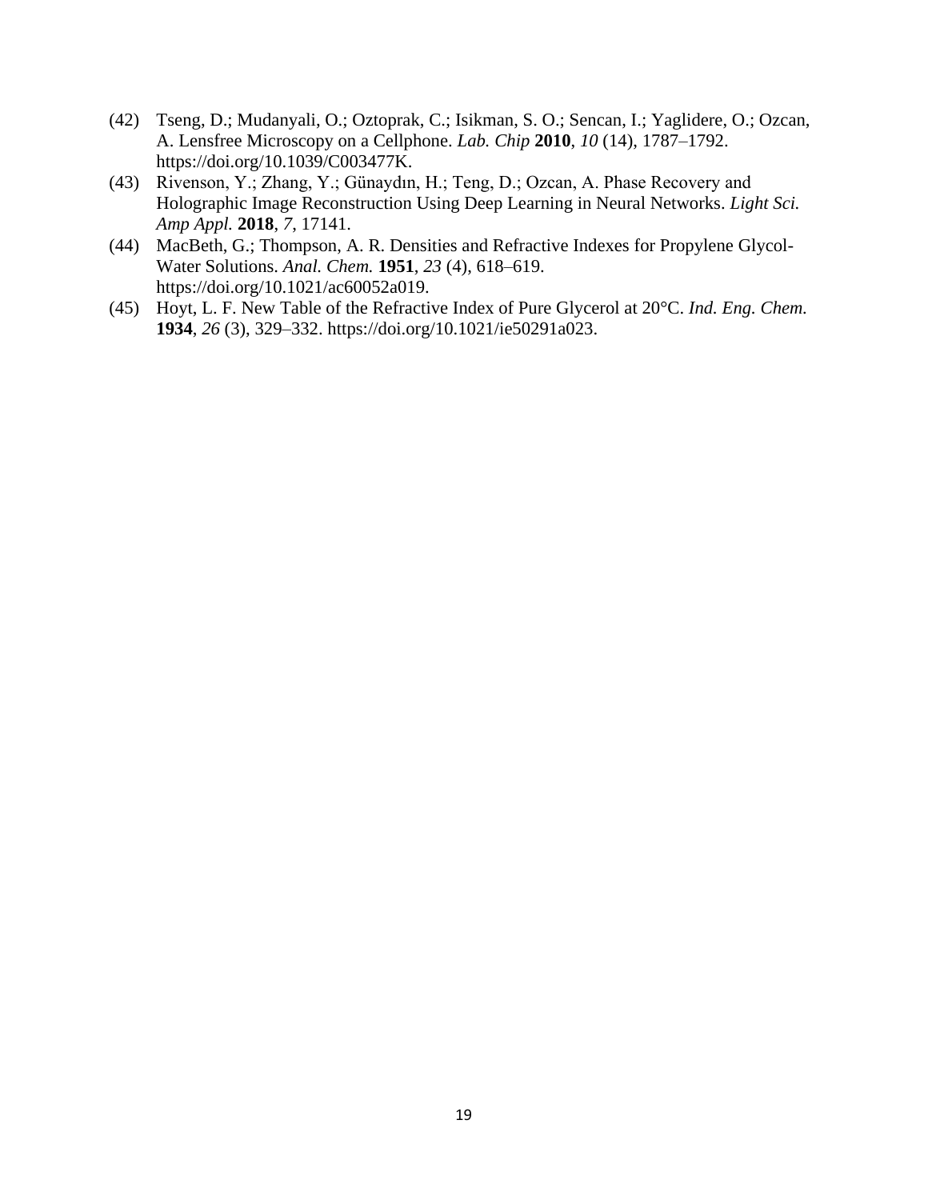(42) Tseng, D.; Mudanyali, O.; Oztoprak, C.; Isikman, S. O.; Sencan, I.; Yaglidere, O.; Ozcan, A. Lensfree Microscopy on a Cellphone. *Lab. Chip* **2010**, *10* (14), 1787–1792. https://doi.org/10.1039/C003477K.

(43) Rivenson, Y.; Zhang, Y.; Günaydın, H.; Teng, D.; Ozcan, A. Phase Recovery and Holographic Image Reconstruction Using Deep Learning in Neural Networks. *Light Sci. Amp Appl.* **2018**, *7*, 17141.

(44) MacBeth, G.; Thompson, A. R. Densities and Refractive Indexes for Propylene Glycol-Water Solutions. *Anal. Chem.* **1951**, *23* (4), 618–619. https://doi.org/10.1021/ac60052a019.

(45) Hoyt, L. F. New Table of the Refractive Index of Pure Glycerol at 20°C. *Ind. Eng. Chem.* **1934**, *26* (3), 329–332. https://doi.org/10.1021/ie50291a023.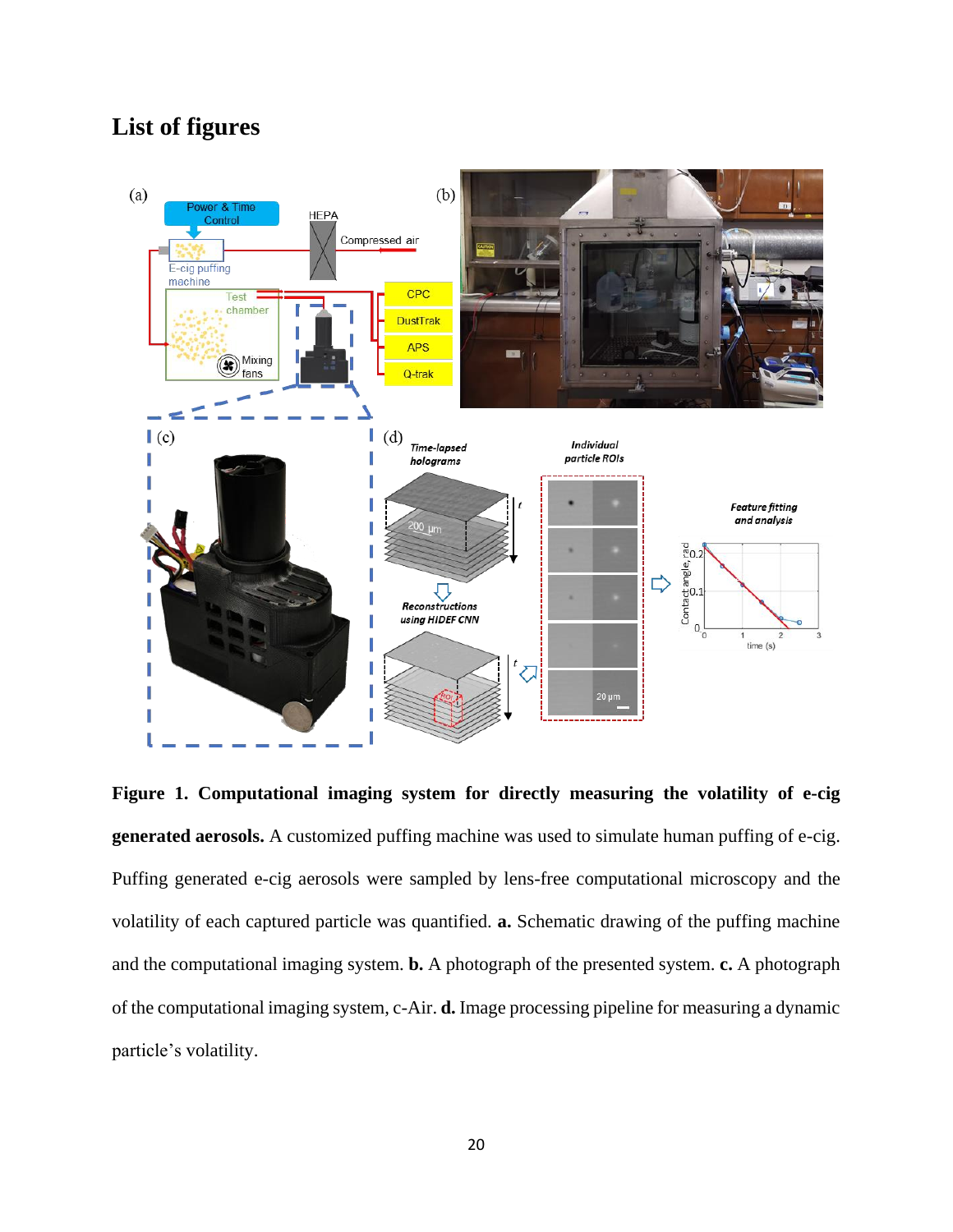# List of figures

**Figure 1. Computational imaging system for directly measuring the volatility of e-cig generated aerosols.** A customized puffing machine was used to simulate human puffing of e-cig. Puffing generated e-cig aerosols were sampled by lens-free computational microscopy and the volatility of each captured particle was quantified. **a.** Schematic drawing of the puffing machine and the computational imaging system. **b.** A photograph of the presented system. **c.** A photograph of the computational imaging system, c-Air. **d.** Image processing pipeline for measuring a dynamic particle's volatility.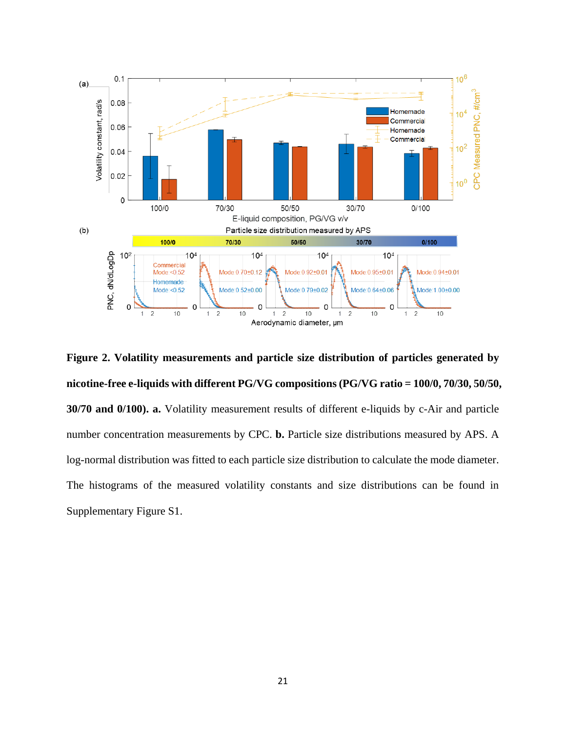(a)

Volatility constant, rad/s

0.1

0.08

0.06

0.04

0.02

0

CPC Measured PNC, #/cm$^3$

$10^6$

$10^4$

$10^2$

$10^0$

Homemade

Commercial

Homemade

Commercial

100/0

70/30

50/50

30/70

0/100

E-liquid composition, PG/VG v/v

(b)

Particle size distribution measured by APS

100/0

70/30

50/50

30/70

0/100

PNC, dN/dLogDp

$10^2$

$10^4$

$10^4$

$10^4$

$10^4$

0

Commercial
Mode:<0.52

Homemade
Mode:<0.52

Mode:0.70±0.12

Mode:0.52±0.00

Mode:0.92±0.01

Mode:0.79±0.02

Mode:0.95±0.01

Mode:0.64±0.06

Mode:0.94±0.01

Mode:1.00±0.00

1 2 10

Aerodynamic diameter, μm

**Figure 2. Volatility measurements and particle size distribution of particles generated by nicotine-free e-liquids with different PG/VG compositions (PG/VG ratio = 100/0, 70/30, 50/50, 30/70 and 0/100). a.** Volatility measurement results of different e-liquids by c-Air and particle number concentration measurements by CPC. **b.** Particle size distributions measured by APS. A log-normal distribution was fitted to each particle size distribution to calculate the mode diameter. The histograms of the measured volatility constants and size distributions can be found in Supplementary Figure S1.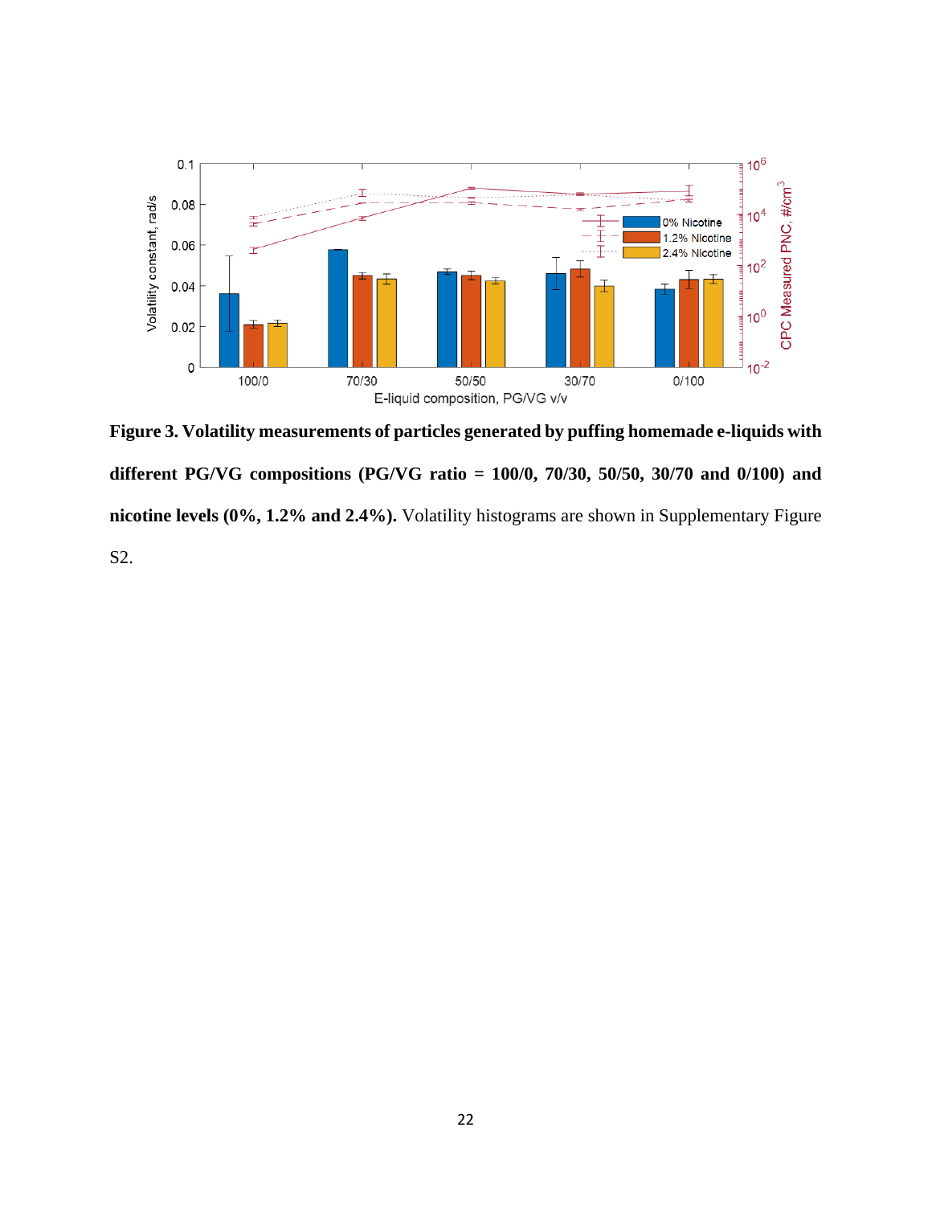0.1

0.08

0.06

0.04

0.02

0

Volatility constant, rad/s

$10^6$

$10^4$

$10^2$

$10^0$

$10^{-2}$

CPC Measured PNC, #/cm$^3$

0% Nicotine

1.2% Nicotine

2.4% Nicotine

100/0

70/30

50/50

30/70

0/100

E-liquid composition, PG/VG v/v

**Figure 3. Volatility measurements of particles generated by puffing homemade e-liquids with different PG/VG compositions (PG/VG ratio = 100/0, 70/30, 50/50, 30/70 and 0/100) and nicotine levels (0%, 1.2% and 2.4%).** Volatility histograms are shown in Supplementary Figure S2.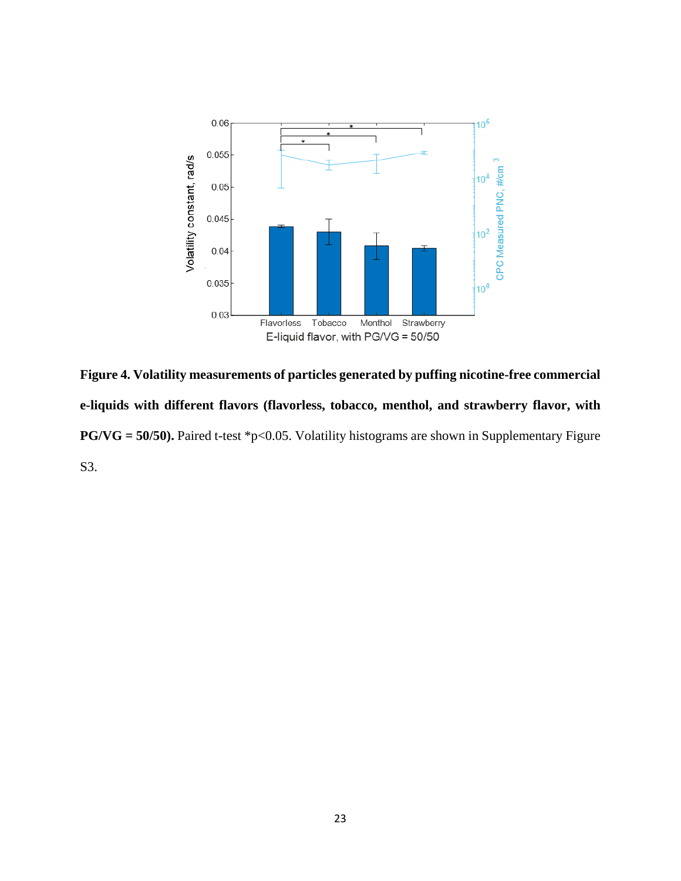0.06
0.055
0.05
0.045
0.04
0.035
0.03

Volatility constant, rad/s

$10^6$
$10^4$
$10^2$
$10^0$

CPC Measured PNC, #/cm$^3$

*
*
*

Flavorless Tobacco Menthol Strawberry

E-liquid flavor, with PG/VG = 50/50

**Figure 4. Volatility measurements of particles generated by puffing nicotine-free commercial e-liquids with different flavors (flavorless, tobacco, menthol, and strawberry flavor, with PG/VG = 50/50).** Paired t-test *p<0.05. Volatility histograms are shown in Supplementary Figure S3.